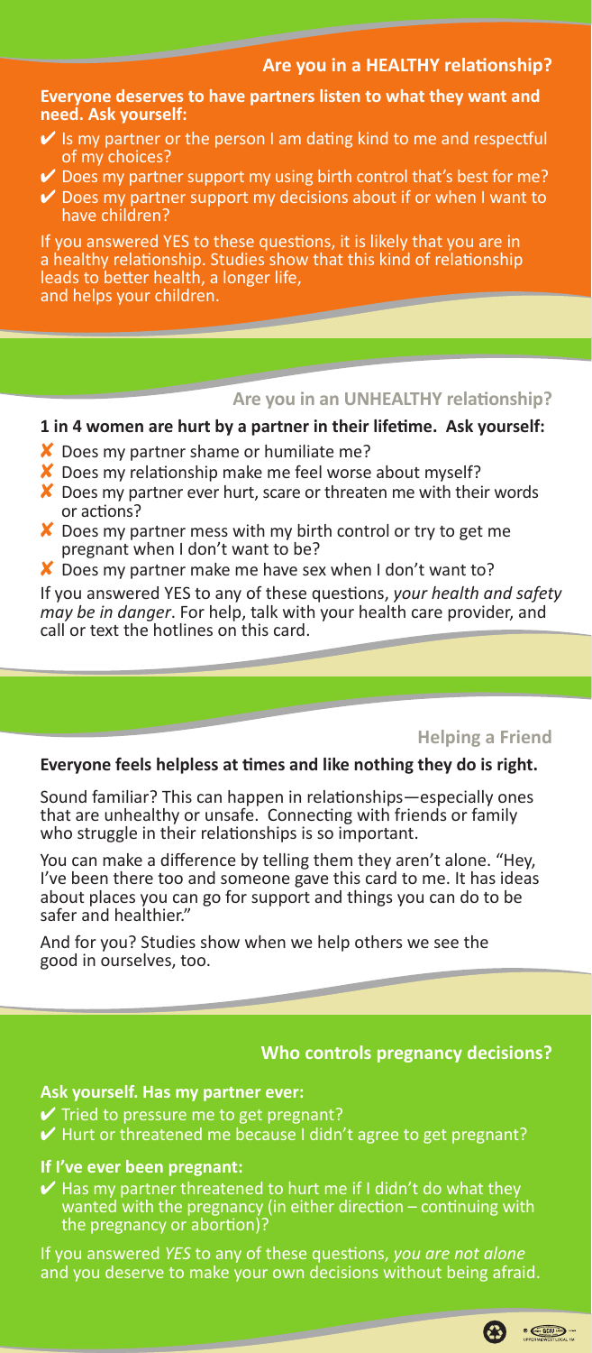## Are you in a HEALTHY relationship?

**Everyone deserves to have partners listen to what they want and need. Ask yourself:**

- ✔ Is my partner or the person I am dating kind to me and respectful of my choices?
- ✔ Does my partner support my using birth control that's best for me?
- ✔ Does my partner support my decisions about if or when I want to have children?

If you answered YES to these questions, it is likely that you are in a healthy relationship. Studies show that this kind of relationship leads to better health, a longer life, and helps your children.

## Are you in an UNHEALTHY relationship?

**1 in 4 women are hurt by a partner in their lifetime. Ask yourself:**

- ✘ Does my partner shame or humiliate me?
- ✘ Does my relationship make me feel worse about myself?
- ✘ Does my partner ever hurt, scare or threaten me with their words or actions?
- ✘ Does my partner mess with my birth control or try to get me pregnant when I don't want to be?
- ✘ Does my partner make me have sex when I don't want to?

If you answered YES to any of these questions, *your health and safety may be in danger*. For help, talk with your health care provider, and call or text the hotlines on this card.

## Helping a Friend

**Everyone feels helpless at times and like nothing they do is right.**

Sound familiar? This can happen in relationships—especially ones that are unhealthy or unsafe. Connecting with friends or family who struggle in their relationships is so important.

You can make a difference by telling them they aren't alone. "Hey, I've been there too and someone gave this card to me. It has ideas about places you can go for support and things you can do to be safer and healthier."

And for you? Studies show when we help others we see the good in ourselves, too.

## Who controls pregnancy decisions?

**Ask yourself. Has my partner ever:**

- ✔ Tried to pressure me to get pregnant?
- ✔ Hurt or threatened me because I didn't agree to get pregnant?

**If I've ever been pregnant:**

- ✔ Has my partner threatened to hurt me if I didn't do what they wanted with the pregnancy (in either direction – continuing with the pregnancy or abortion)?

If you answered *YES* to any of these questions, *you are not alone* and you deserve to make your own decisions without being afraid.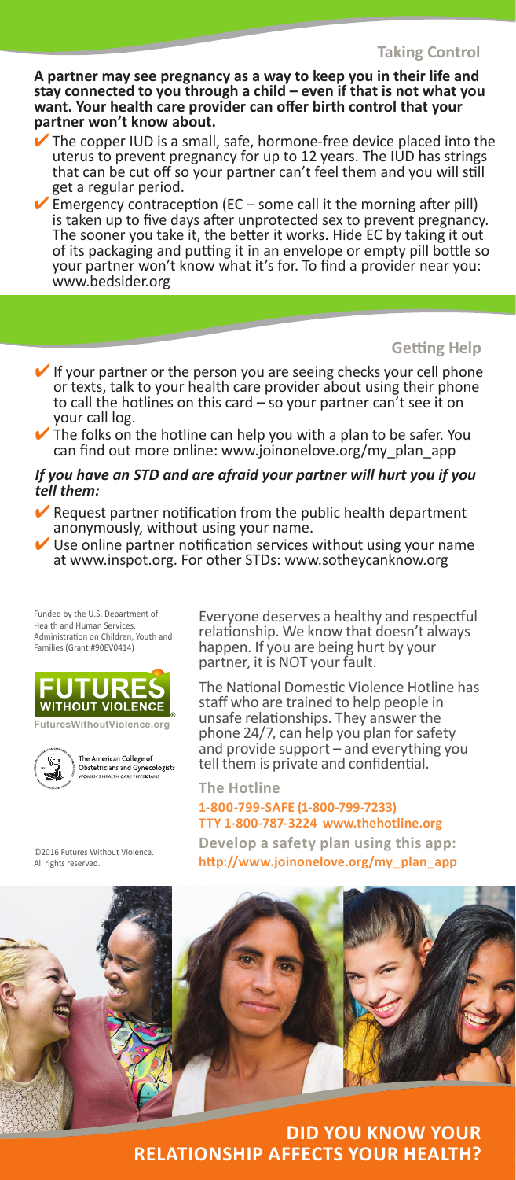## Taking Control

**A partner may see pregnancy as a way to keep you in their life and stay connected to you through a child – even if that is not what you want. Your health care provider can offer birth control that your partner won't know about.**

- ✔ The copper IUD is a small, safe, hormone-free device placed into the uterus to prevent pregnancy for up to 12 years. The IUD has strings that can be cut off so your partner can't feel them and you will still get a regular period.
- ✔ Emergency contraception (EC – some call it the morning after pill) is taken up to five days after unprotected sex to prevent pregnancy. The sooner you take it, the better it works. Hide EC by taking it out of its packaging and putting it in an envelope or empty pill bottle so your partner won't know what it's for. To find a provider near you: www.bedsider.org

## Getting Help

- ✔ If your partner or the person you are seeing checks your cell phone or texts, talk to your health care provider about using their phone to call the hotlines on this card – so your partner can't see it on your call log.
- ✔ The folks on the hotline can help you with a plan to be safer. You can find out more online: www.joinonelove.org/my_plan_app

***If you have an STD and are afraid your partner will hurt you if you tell them:***

- ✔ Request partner notification from the public health department anonymously, without using your name.
- ✔ Use online partner notification services without using your name at www.inspot.org. For other STDs: www.sotheycanknow.org

Funded by the U.S. Department of Health and Human Services, Administration on Children, Youth and Families (Grant #90EV0414)

FUTURES WITHOUT VIOLENCE
FuturesWithoutViolence.org

The American College of Obstetricians and Gynecologists
WOMEN'S HEALTH CARE PHYSICIANS

©2016 Futures Without Violence. All rights reserved.

Everyone deserves a healthy and respectful relationship. We know that doesn't always happen. If you are being hurt by your partner, it is NOT your fault.

The National Domestic Violence Hotline has staff who are trained to help people in unsafe relationships. They answer the phone 24/7, can help you plan for safety and provide support – and everything you tell them is private and confidential.

**The Hotline**

**1-800-799-SAFE (1-800-799-7233)**
**TTY 1-800-787-3224 www.thehotline.org**

**Develop a safety plan using this app:**
**http://www.joinonelove.org/my_plan_app**

## DID YOU KNOW YOUR RELATIONSHIP AFFECTS YOUR HEALTH?